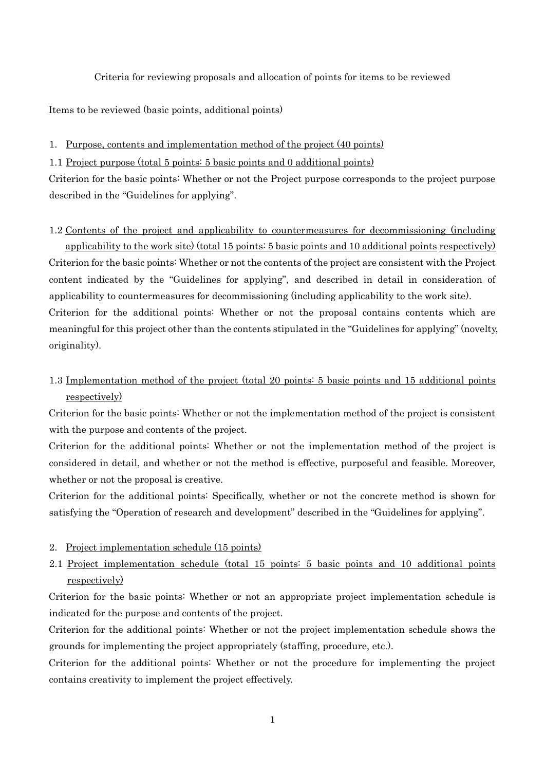Criteria for reviewing proposals and allocation of points for items to be reviewed

Items to be reviewed (basic points, additional points)

1. <u>Purpose, contents and implementation method of the project (40 points)</u>

1.1 <u>Project purpose (total 5 points: 5 basic points and 0 additional points)</u>

Criterion for the basic points: Whether or not the Project purpose corresponds to the project purpose described in the "Guidelines for applying".

1.2 <u>Contents of the project and applicability to countermeasures for decommissioning (including applicability to the work site) (total 15 points: 5 basic points and 10 additional points respectively)</u>

Criterion for the basic points: Whether or not the contents of the project are consistent with the Project content indicated by the "Guidelines for applying", and described in detail in consideration of applicability to countermeasures for decommissioning (including applicability to the work site).

Criterion for the additional points: Whether or not the proposal contains contents which are meaningful for this project other than the contents stipulated in the "Guidelines for applying" (novelty, originality).

1.3 <u>Implementation method of the project (total 20 points: 5 basic points and 15 additional points respectively)</u>

Criterion for the basic points: Whether or not the implementation method of the project is consistent with the purpose and contents of the project.

Criterion for the additional points: Whether or not the implementation method of the project is considered in detail, and whether or not the method is effective, purposeful and feasible. Moreover, whether or not the proposal is creative.

Criterion for the additional points: Specifically, whether or not the concrete method is shown for satisfying the "Operation of research and development" described in the "Guidelines for applying".

2. <u>Project implementation schedule (15 points)</u>

2.1 <u>Project implementation schedule (total 15 points: 5 basic points and 10 additional points respectively)</u>

Criterion for the basic points: Whether or not an appropriate project implementation schedule is indicated for the purpose and contents of the project.

Criterion for the additional points: Whether or not the project implementation schedule shows the grounds for implementing the project appropriately (staffing, procedure, etc.).

Criterion for the additional points: Whether or not the procedure for implementing the project contains creativity to implement the project effectively.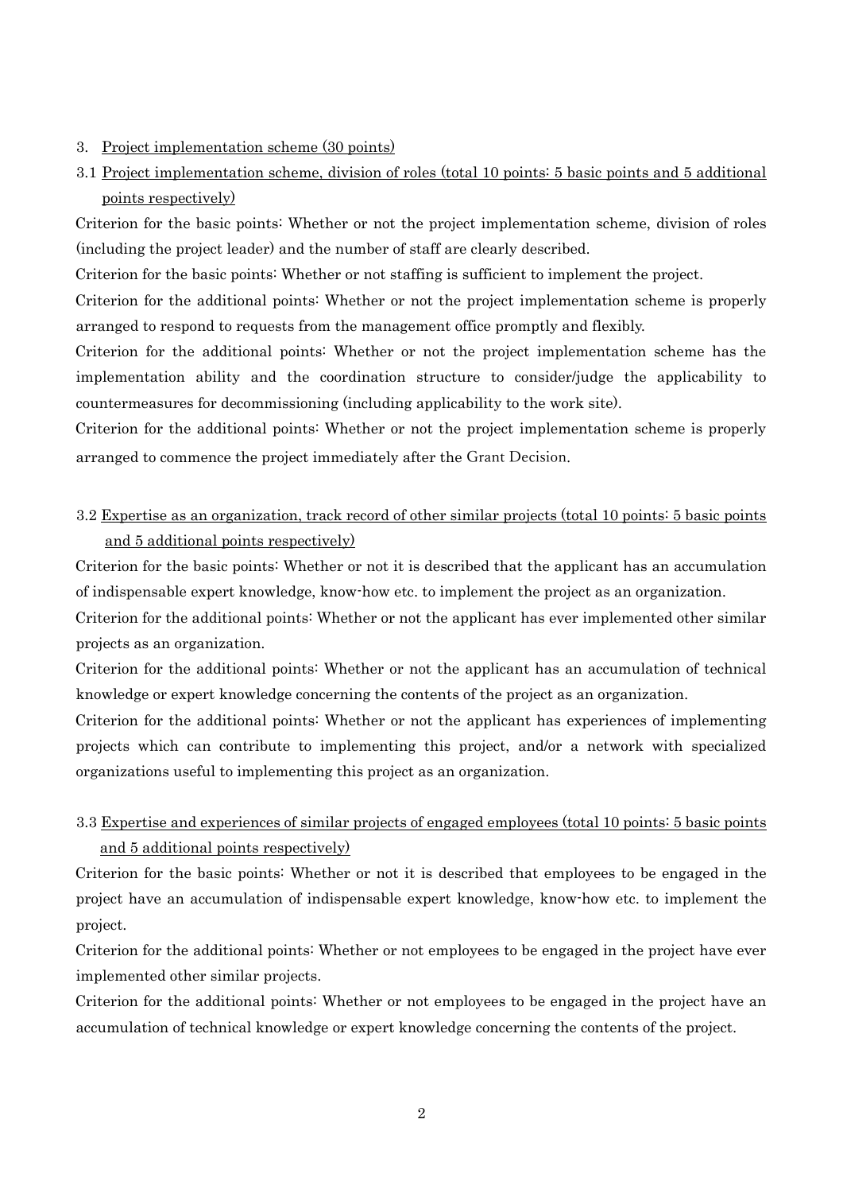3. <u>Project implementation scheme (30 points)</u>

3.1 <u>Project implementation scheme, division of roles (total 10 points: 5 basic points and 5 additional points respectively)</u>

Criterion for the basic points: Whether or not the project implementation scheme, division of roles (including the project leader) and the number of staff are clearly described.

Criterion for the basic points: Whether or not staffing is sufficient to implement the project.

Criterion for the additional points: Whether or not the project implementation scheme is properly arranged to respond to requests from the management office promptly and flexibly.

Criterion for the additional points: Whether or not the project implementation scheme has the implementation ability and the coordination structure to consider/judge the applicability to countermeasures for decommissioning (including applicability to the work site).

Criterion for the additional points: Whether or not the project implementation scheme is properly arranged to commence the project immediately after the Grant Decision.

3.2 <u>Expertise as an organization, track record of other similar projects (total 10 points: 5 basic points and 5 additional points respectively)</u>

Criterion for the basic points: Whether or not it is described that the applicant has an accumulation of indispensable expert knowledge, know-how etc. to implement the project as an organization.

Criterion for the additional points: Whether or not the applicant has ever implemented other similar projects as an organization.

Criterion for the additional points: Whether or not the applicant has an accumulation of technical knowledge or expert knowledge concerning the contents of the project as an organization.

Criterion for the additional points: Whether or not the applicant has experiences of implementing projects which can contribute to implementing this project, and/or a network with specialized organizations useful to implementing this project as an organization.

3.3 <u>Expertise and experiences of similar projects of engaged employees (total 10 points: 5 basic points and 5 additional points respectively)</u>

Criterion for the basic points: Whether or not it is described that employees to be engaged in the project have an accumulation of indispensable expert knowledge, know-how etc. to implement the project.

Criterion for the additional points: Whether or not employees to be engaged in the project have ever implemented other similar projects.

Criterion for the additional points: Whether or not employees to be engaged in the project have an accumulation of technical knowledge or expert knowledge concerning the contents of the project.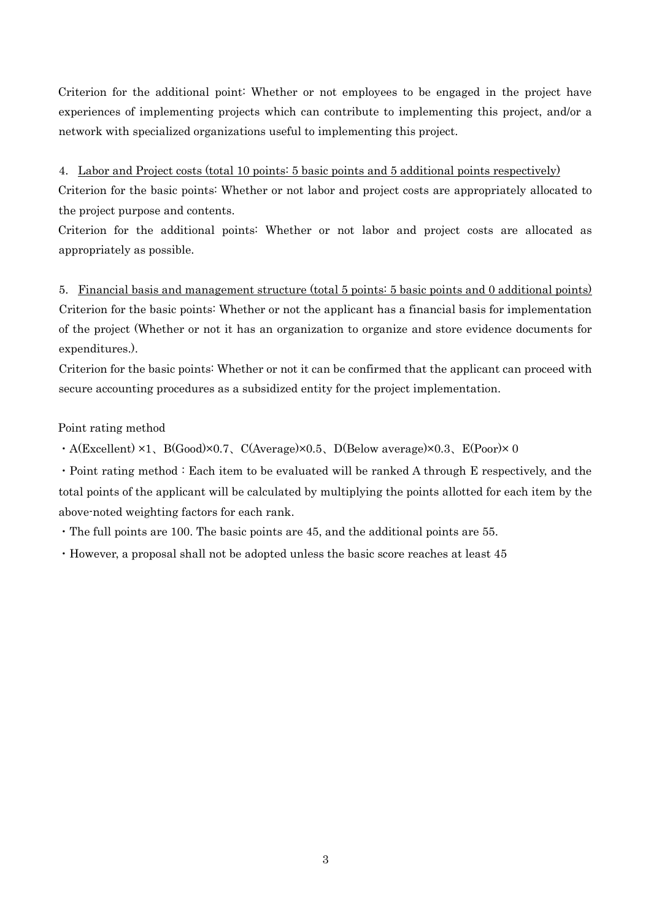Criterion for the additional point: Whether or not employees to be engaged in the project have experiences of implementing projects which can contribute to implementing this project, and/or a network with specialized organizations useful to implementing this project.

4. <u>Labor and Project costs (total 10 points: 5 basic points and 5 additional points respectively)</u>

Criterion for the basic points: Whether or not labor and project costs are appropriately allocated to the project purpose and contents.

Criterion for the additional points: Whether or not labor and project costs are allocated as appropriately as possible.

5. <u>Financial basis and management structure (total 5 points: 5 basic points and 0 additional points)</u>

Criterion for the basic points: Whether or not the applicant has a financial basis for implementation of the project (Whether or not it has an organization to organize and store evidence documents for expenditures.).

Criterion for the basic points: Whether or not it can be confirmed that the applicant can proceed with secure accounting procedures as a subsidized entity for the project implementation.

Point rating method

・A(Excellent) ×1、B(Good)×0.7、C(Average)×0.5、D(Below average)×0.3、E(Poor)× 0

・Point rating method : Each item to be evaluated will be ranked A through E respectively, and the total points of the applicant will be calculated by multiplying the points allotted for each item by the above-noted weighting factors for each rank.

・The full points are 100. The basic points are 45, and the additional points are 55.

・However, a proposal shall not be adopted unless the basic score reaches at least 45